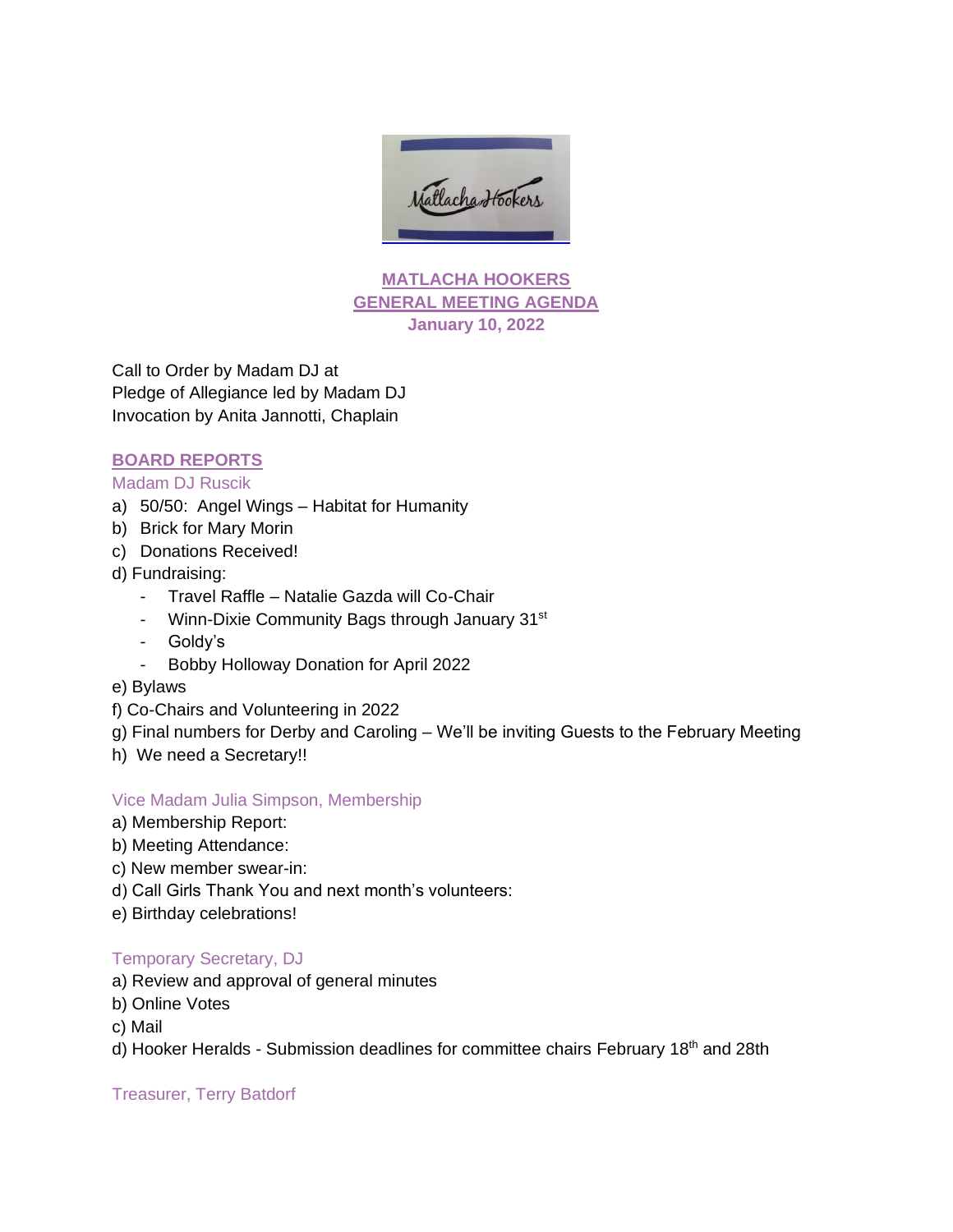# MATLACHA HOOKERS
## GENERAL MEETING AGENDA
### January 10, 2022

Call to Order by Madam DJ at
Pledge of Allegiance led by Madam DJ
Invocation by Anita Jannotti, Chaplain

## BOARD REPORTS

### Madam DJ Ruscik

a) 50/50: Angel Wings – Habitat for Humanity
b) Brick for Mary Morin
c) Donations Received!
d) Fundraising:
   - Travel Raffle – Natalie Gazda will Co-Chair
   - Winn-Dixie Community Bags through January 31st
   - Goldy's
   - Bobby Holloway Donation for April 2022
e) Bylaws
f) Co-Chairs and Volunteering in 2022
g) Final numbers for Derby and Caroling – We'll be inviting Guests to the February Meeting
h) We need a Secretary!!

### Vice Madam Julia Simpson, Membership

a) Membership Report:
b) Meeting Attendance:
c) New member swear-in:
d) Call Girls Thank You and next month's volunteers:
e) Birthday celebrations!

### Temporary Secretary, DJ

a) Review and approval of general minutes
b) Online Votes
c) Mail
d) Hooker Heralds - Submission deadlines for committee chairs February 18th and 28th

### Treasurer, Terry Batdorf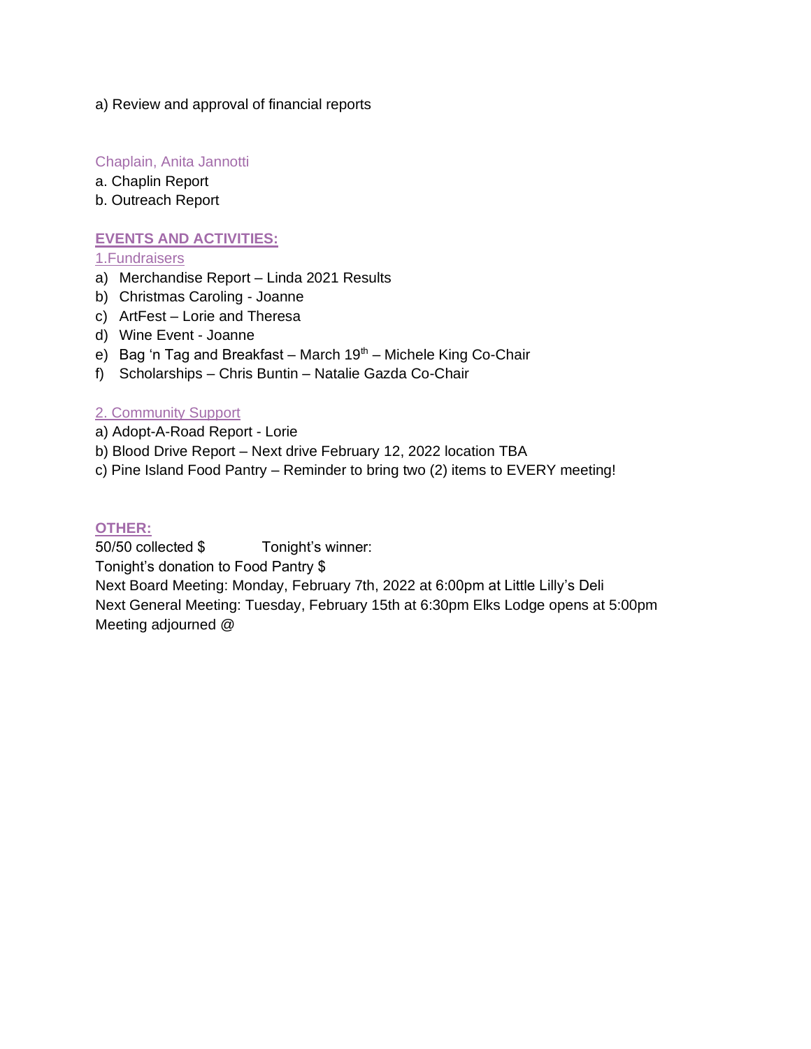a) Review and approval of financial reports

Chaplain, Anita Jannotti

a. Chaplin Report

b. Outreach Report

## EVENTS AND ACTIVITIES:

1.Fundraisers

a) Merchandise Report – Linda 2021 Results

b) Christmas Caroling - Joanne

c) ArtFest – Lorie and Theresa

d) Wine Event - Joanne

e) Bag 'n Tag and Breakfast – March 19th – Michele King Co-Chair

f) Scholarships – Chris Buntin – Natalie Gazda Co-Chair

2. Community Support

a) Adopt-A-Road Report - Lorie

b) Blood Drive Report – Next drive February 12, 2022 location TBA

c) Pine Island Food Pantry – Reminder to bring two (2) items to EVERY meeting!

## OTHER:

50/50 collected $ Tonight's winner:

Tonight's donation to Food Pantry $

Next Board Meeting: Monday, February 7th, 2022 at 6:00pm at Little Lilly's Deli

Next General Meeting: Tuesday, February 15th at 6:30pm Elks Lodge opens at 5:00pm

Meeting adjourned @